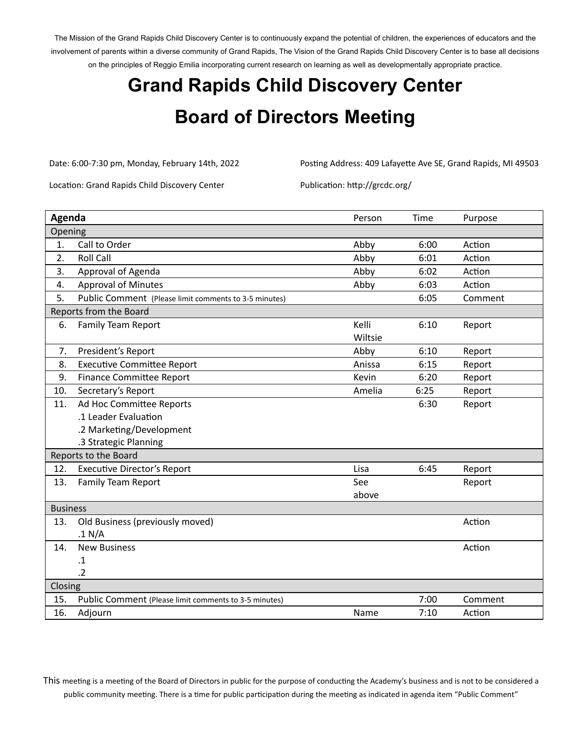The Mission of the Grand Rapids Child Discovery Center is to continuously expand the potential of children, the experiences of educators and the involvement of parents within a diverse community of Grand Rapids, The Vision of the Grand Rapids Child Discovery Center is to base all decisions on the principles of Reggio Emilia incorporating current research on learning as well as developmentally appropriate practice.

# Grand Rapids Child Discovery Center

# Board of Directors Meeting

Date: 6:00-7:30 pm, Monday, February 14th, 2022

Location: Grand Rapids Child Discovery Center

Posting Address: 409 Lafayette Ave SE, Grand Rapids, MI 49503

Publication: http://grcdc.org/

| | **Agenda** | Person | Time | Purpose |
|---|---|---|---|---|
| Opening | | | | |
| 1. | Call to Order | Abby | 6:00 | Action |
| 2. | Roll Call | Abby | 6:01 | Action |
| 3. | Approval of Agenda | Abby | 6:02 | Action |
| 4. | Approval of Minutes | Abby | 6:03 | Action |
| 5. | Public Comment (Please limit comments to 3-5 minutes) | | 6:05 | Comment |
| Reports from the Board | | | | |
| 6. | Family Team Report | Kelli Wiltsie | 6:10 | Report |
| 7. | President's Report | Abby | 6:10 | Report |
| 8. | Executive Committee Report | Anissa | 6:15 | Report |
| 9. | Finance Committee Report | Kevin | 6:20 | Report |
| 10. | Secretary's Report | Amelia | 6:25 | Report |
| 11. | Ad Hoc Committee Reports<br>.1 Leader Evaluation<br>.2 Marketing/Development<br>.3 Strategic Planning | | 6:30 | Report |
| Reports to the Board | | | | |
| 12. | Executive Director's Report | Lisa | 6:45 | Report |
| 13. | Family Team Report | See above | | Report |
| Business | | | | |
| 13. | Old Business (previously moved)<br>.1 N/A | | | Action |
| 14. | New Business<br>.1<br>.2 | | | Action |
| Closing | | | | |
| 15. | Public Comment (Please limit comments to 3-5 minutes) | | 7:00 | Comment |
| 16. | Adjourn | Name | 7:10 | Action |

This meeting is a meeting of the Board of Directors in public for the purpose of conducting the Academy's business and is not to be considered a public community meeting. There is a time for public participation during the meeting as indicated in agenda item "Public Comment"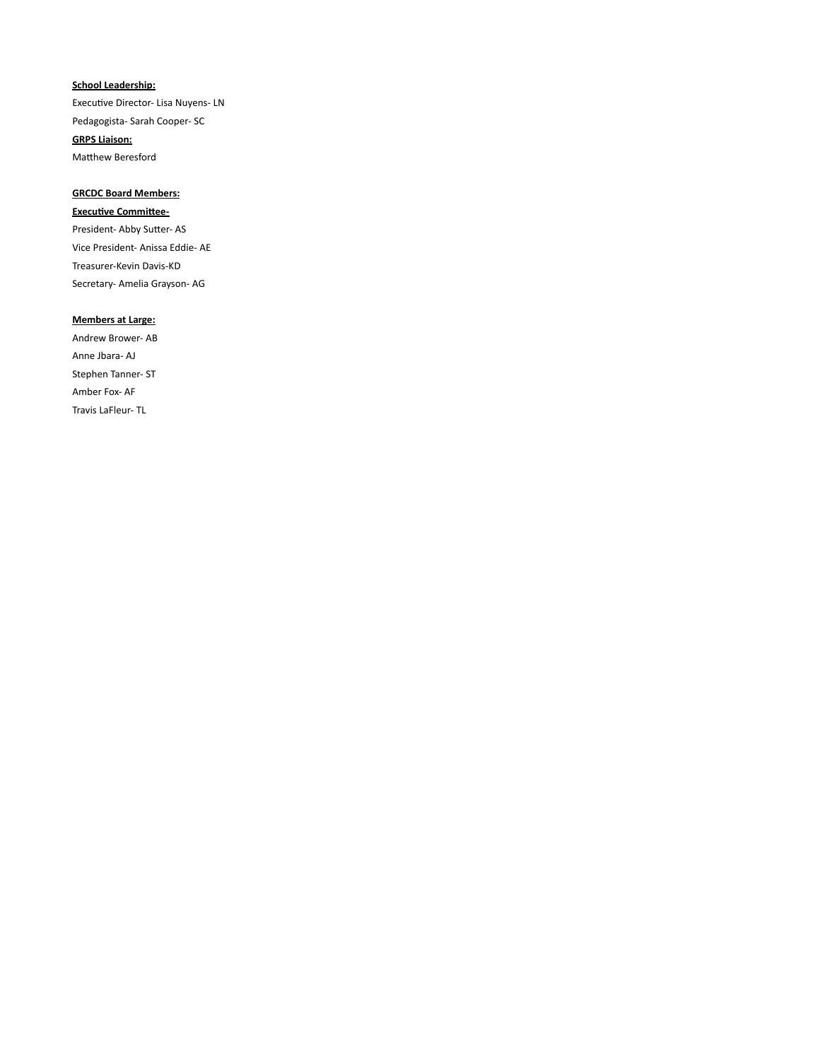**School Leadership:**

Executive Director- Lisa Nuyens- LN

Pedagogista- Sarah Cooper- SC

**GRPS Liaison:**

Matthew Beresford

**GRCDC Board Members:**

**Executive Committee-**

President- Abby Sutter- AS

Vice President- Anissa Eddie- AE

Treasurer-Kevin Davis-KD

Secretary- Amelia Grayson- AG

**Members at Large:**

Andrew Brower- AB

Anne Jbara- AJ

Stephen Tanner- ST

Amber Fox- AF

Travis LaFleur- TL